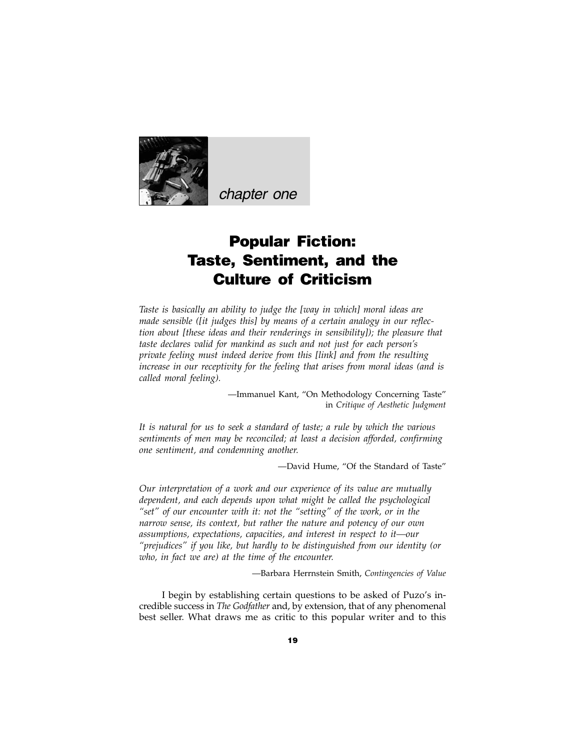chapter one

# Popular Fiction: Taste, Sentiment, and the Culture of Criticism

*Taste is basically an ability to judge the [way in which] moral ideas are made sensible ([it judges this] by means of a certain analogy in our reflection about [these ideas and their renderings in sensibility]); the pleasure that taste declares valid for mankind as such and not just for each person's private feeling must indeed derive from this [link] and from the resulting increase in our receptivity for the feeling that arises from moral ideas (and is called moral feeling).*

—Immanuel Kant, "On Methodology Concerning Taste" in *Critique of Aesthetic Judgment*

*It is natural for us to seek a standard of taste; a rule by which the various sentiments of men may be reconciled; at least a decision afforded, confirming one sentiment, and condemning another.*

—David Hume, "Of the Standard of Taste"

*Our interpretation of a work and our experience of its value are mutually dependent, and each depends upon what might be called the psychological "set" of our encounter with it: not the "setting" of the work, or in the narrow sense, its context, but rather the nature and potency of our own assumptions, expectations, capacities, and interest in respect to it—our "prejudices" if you like, but hardly to be distinguished from our identity (or who, in fact we are) at the time of the encounter.*

—Barbara Herrnstein Smith, *Contingencies of Value*

I begin by establishing certain questions to be asked of Puzo's incredible success in *The Godfather* and, by extension, that of any phenomenal best seller. What draws me as critic to this popular writer and to this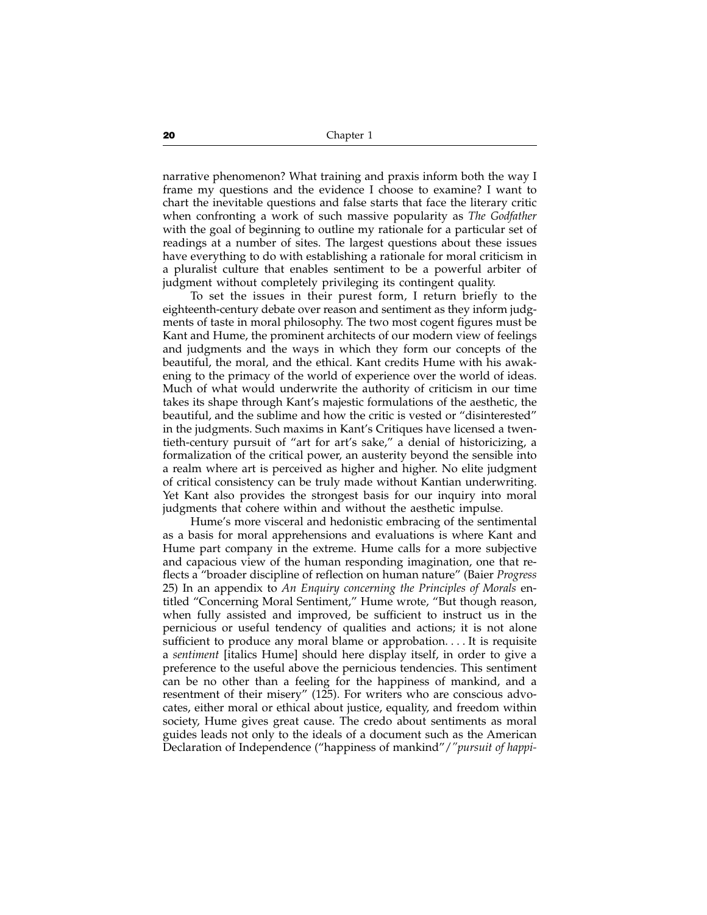narrative phenomenon? What training and praxis inform both the way I frame my questions and the evidence I choose to examine? I want to chart the inevitable questions and false starts that face the literary critic when confronting a work of such massive popularity as *The Godfather* with the goal of beginning to outline my rationale for a particular set of readings at a number of sites. The largest questions about these issues have everything to do with establishing a rationale for moral criticism in a pluralist culture that enables sentiment to be a powerful arbiter of judgment without completely privileging its contingent quality.

To set the issues in their purest form, I return briefly to the eighteenth-century debate over reason and sentiment as they inform judgments of taste in moral philosophy. The two most cogent figures must be Kant and Hume, the prominent architects of our modern view of feelings and judgments and the ways in which they form our concepts of the beautiful, the moral, and the ethical. Kant credits Hume with his awakening to the primacy of the world of experience over the world of ideas. Much of what would underwrite the authority of criticism in our time takes its shape through Kant's majestic formulations of the aesthetic, the beautiful, and the sublime and how the critic is vested or "disinterested" in the judgments. Such maxims in Kant's Critiques have licensed a twentieth-century pursuit of "art for art's sake," a denial of historicizing, a formalization of the critical power, an austerity beyond the sensible into a realm where art is perceived as higher and higher. No elite judgment of critical consistency can be truly made without Kantian underwriting. Yet Kant also provides the strongest basis for our inquiry into moral judgments that cohere within and without the aesthetic impulse.

Hume's more visceral and hedonistic embracing of the sentimental as a basis for moral apprehensions and evaluations is where Kant and Hume part company in the extreme. Hume calls for a more subjective and capacious view of the human responding imagination, one that reflects a "broader discipline of reflection on human nature" (Baier *Progress* 25) In an appendix to *An Enquiry concerning the Principles of Morals* entitled "Concerning Moral Sentiment," Hume wrote, "But though reason, when fully assisted and improved, be sufficient to instruct us in the pernicious or useful tendency of qualities and actions; it is not alone sufficient to produce any moral blame or approbation. . . . It is requisite a *sentiment* [italics Hume] should here display itself, in order to give a preference to the useful above the pernicious tendencies. This sentiment can be no other than a feeling for the happiness of mankind, and a resentment of their misery" (125). For writers who are conscious advocates, either moral or ethical about justice, equality, and freedom within society, Hume gives great cause. The credo about sentiments as moral guides leads not only to the ideals of a document such as the American Declaration of Independence ("happiness of mankind"/*"pursuit of happi-*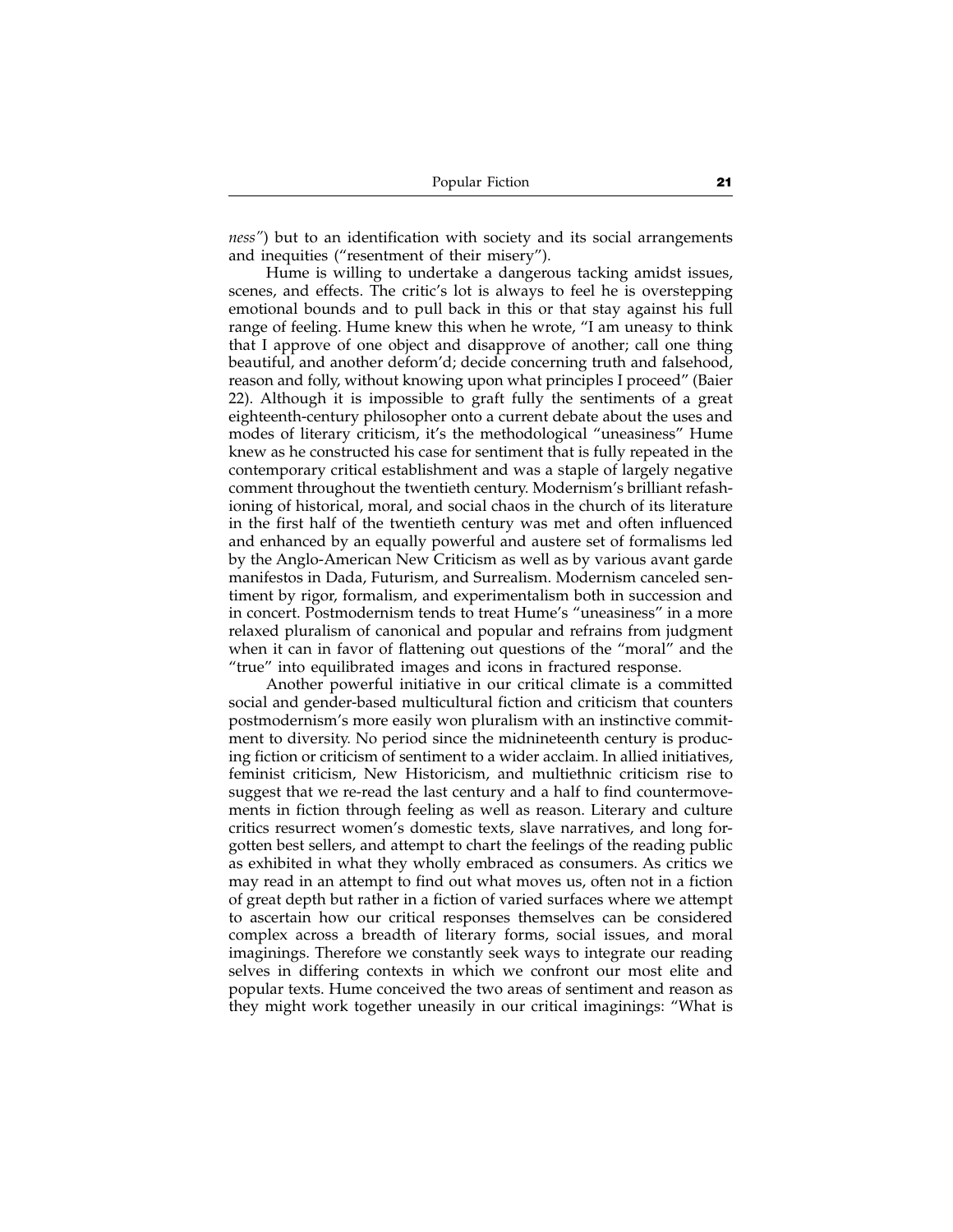*ness*") but to an identification with society and its social arrangements and inequities ("resentment of their misery").

Hume is willing to undertake a dangerous tacking amidst issues, scenes, and effects. The critic's lot is always to feel he is overstepping emotional bounds and to pull back in this or that stay against his full range of feeling. Hume knew this when he wrote, "I am uneasy to think that I approve of one object and disapprove of another; call one thing beautiful, and another deform'd; decide concerning truth and falsehood, reason and folly, without knowing upon what principles I proceed" (Baier 22). Although it is impossible to graft fully the sentiments of a great eighteenth-century philosopher onto a current debate about the uses and modes of literary criticism, it's the methodological "uneasiness" Hume knew as he constructed his case for sentiment that is fully repeated in the contemporary critical establishment and was a staple of largely negative comment throughout the twentieth century. Modernism's brilliant refashioning of historical, moral, and social chaos in the church of its literature in the first half of the twentieth century was met and often influenced and enhanced by an equally powerful and austere set of formalisms led by the Anglo-American New Criticism as well as by various avant garde manifestos in Dada, Futurism, and Surrealism. Modernism canceled sentiment by rigor, formalism, and experimentalism both in succession and in concert. Postmodernism tends to treat Hume's "uneasiness" in a more relaxed pluralism of canonical and popular and refrains from judgment when it can in favor of flattening out questions of the "moral" and the "true" into equilibrated images and icons in fractured response.

Another powerful initiative in our critical climate is a committed social and gender-based multicultural fiction and criticism that counters postmodernism's more easily won pluralism with an instinctive commitment to diversity. No period since the midnineteenth century is producing fiction or criticism of sentiment to a wider acclaim. In allied initiatives, feminist criticism, New Historicism, and multiethnic criticism rise to suggest that we re-read the last century and a half to find countermovements in fiction through feeling as well as reason. Literary and culture critics resurrect women's domestic texts, slave narratives, and long forgotten best sellers, and attempt to chart the feelings of the reading public as exhibited in what they wholly embraced as consumers. As critics we may read in an attempt to find out what moves us, often not in a fiction of great depth but rather in a fiction of varied surfaces where we attempt to ascertain how our critical responses themselves can be considered complex across a breadth of literary forms, social issues, and moral imaginings. Therefore we constantly seek ways to integrate our reading selves in differing contexts in which we confront our most elite and popular texts. Hume conceived the two areas of sentiment and reason as they might work together uneasily in our critical imaginings: "What is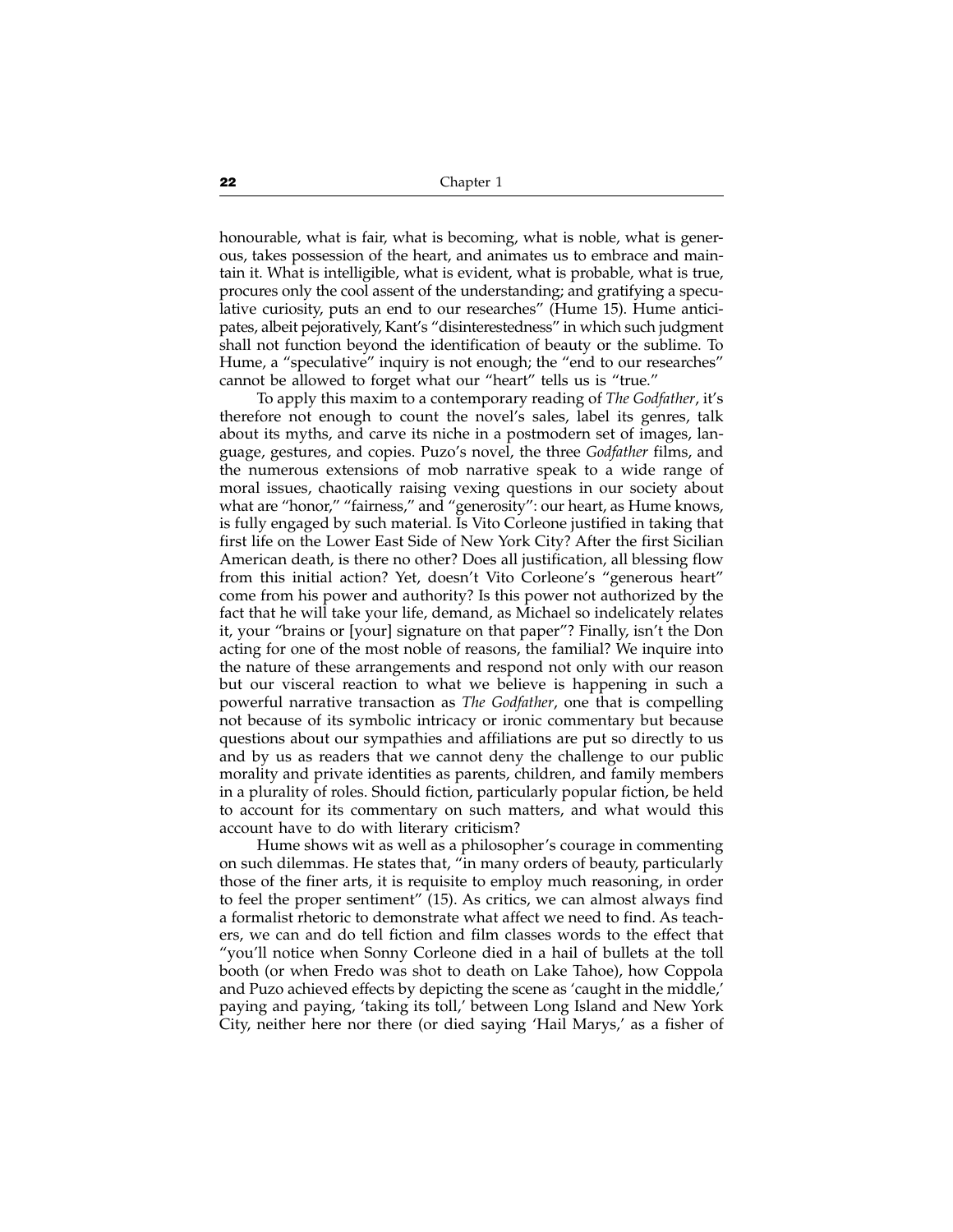honourable, what is fair, what is becoming, what is noble, what is generous, takes possession of the heart, and animates us to embrace and maintain it. What is intelligible, what is evident, what is probable, what is true, procures only the cool assent of the understanding; and gratifying a speculative curiosity, puts an end to our researches" (Hume 15). Hume anticipates, albeit pejoratively, Kant's "disinterestedness" in which such judgment shall not function beyond the identification of beauty or the sublime. To Hume, a "speculative" inquiry is not enough; the "end to our researches" cannot be allowed to forget what our "heart" tells us is "true."

To apply this maxim to a contemporary reading of *The Godfather*, it's therefore not enough to count the novel's sales, label its genres, talk about its myths, and carve its niche in a postmodern set of images, language, gestures, and copies. Puzo's novel, the three *Godfather* films, and the numerous extensions of mob narrative speak to a wide range of moral issues, chaotically raising vexing questions in our society about what are "honor," "fairness," and "generosity": our heart, as Hume knows, is fully engaged by such material. Is Vito Corleone justified in taking that first life on the Lower East Side of New York City? After the first Sicilian American death, is there no other? Does all justification, all blessing flow from this initial action? Yet, doesn't Vito Corleone's "generous heart" come from his power and authority? Is this power not authorized by the fact that he will take your life, demand, as Michael so indelicately relates it, your "brains or [your] signature on that paper"? Finally, isn't the Don acting for one of the most noble of reasons, the familial? We inquire into the nature of these arrangements and respond not only with our reason but our visceral reaction to what we believe is happening in such a powerful narrative transaction as *The Godfather*, one that is compelling not because of its symbolic intricacy or ironic commentary but because questions about our sympathies and affiliations are put so directly to us and by us as readers that we cannot deny the challenge to our public morality and private identities as parents, children, and family members in a plurality of roles. Should fiction, particularly popular fiction, be held to account for its commentary on such matters, and what would this account have to do with literary criticism?

Hume shows wit as well as a philosopher's courage in commenting on such dilemmas. He states that, "in many orders of beauty, particularly those of the finer arts, it is requisite to employ much reasoning, in order to feel the proper sentiment" (15). As critics, we can almost always find a formalist rhetoric to demonstrate what affect we need to find. As teachers, we can and do tell fiction and film classes words to the effect that "you'll notice when Sonny Corleone died in a hail of bullets at the toll booth (or when Fredo was shot to death on Lake Tahoe), how Coppola and Puzo achieved effects by depicting the scene as 'caught in the middle,' paying and paying, 'taking its toll,' between Long Island and New York City, neither here nor there (or died saying 'Hail Marys,' as a fisher of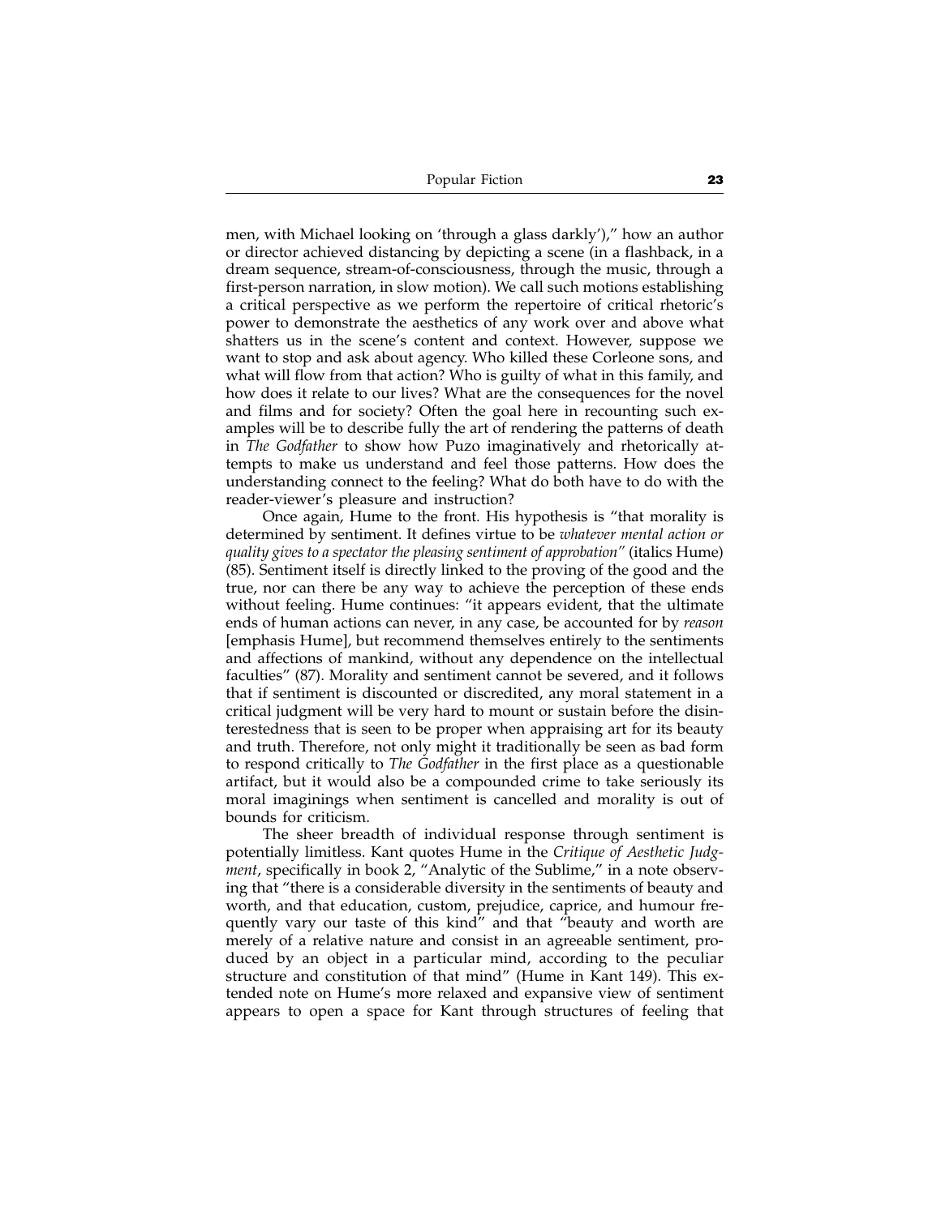men, with Michael looking on 'through a glass darkly')," how an author or director achieved distancing by depicting a scene (in a flashback, in a dream sequence, stream-of-consciousness, through the music, through a first-person narration, in slow motion). We call such motions establishing a critical perspective as we perform the repertoire of critical rhetoric's power to demonstrate the aesthetics of any work over and above what shatters us in the scene's content and context. However, suppose we want to stop and ask about agency. Who killed these Corleone sons, and what will flow from that action? Who is guilty of what in this family, and how does it relate to our lives? What are the consequences for the novel and films and for society? Often the goal here in recounting such examples will be to describe fully the art of rendering the patterns of death in *The Godfather* to show how Puzo imaginatively and rhetorically attempts to make us understand and feel those patterns. How does the understanding connect to the feeling? What do both have to do with the reader-viewer's pleasure and instruction?

Once again, Hume to the front. His hypothesis is "that morality is determined by sentiment. It defines virtue to be *whatever mental action or quality gives to a spectator the pleasing sentiment of approbation*" (italics Hume) (85). Sentiment itself is directly linked to the proving of the good and the true, nor can there be any way to achieve the perception of these ends without feeling. Hume continues: "it appears evident, that the ultimate ends of human actions can never, in any case, be accounted for by *reason* [emphasis Hume], but recommend themselves entirely to the sentiments and affections of mankind, without any dependence on the intellectual faculties" (87). Morality and sentiment cannot be severed, and it follows that if sentiment is discounted or discredited, any moral statement in a critical judgment will be very hard to mount or sustain before the disinterestedness that is seen to be proper when appraising art for its beauty and truth. Therefore, not only might it traditionally be seen as bad form to respond critically to *The Godfather* in the first place as a questionable artifact, but it would also be a compounded crime to take seriously its moral imaginings when sentiment is cancelled and morality is out of bounds for criticism.

The sheer breadth of individual response through sentiment is potentially limitless. Kant quotes Hume in the *Critique of Aesthetic Judgment*, specifically in book 2, "Analytic of the Sublime," in a note observing that "there is a considerable diversity in the sentiments of beauty and worth, and that education, custom, prejudice, caprice, and humour frequently vary our taste of this kind" and that "beauty and worth are merely of a relative nature and consist in an agreeable sentiment, produced by an object in a particular mind, according to the peculiar structure and constitution of that mind" (Hume in Kant 149). This extended note on Hume's more relaxed and expansive view of sentiment appears to open a space for Kant through structures of feeling that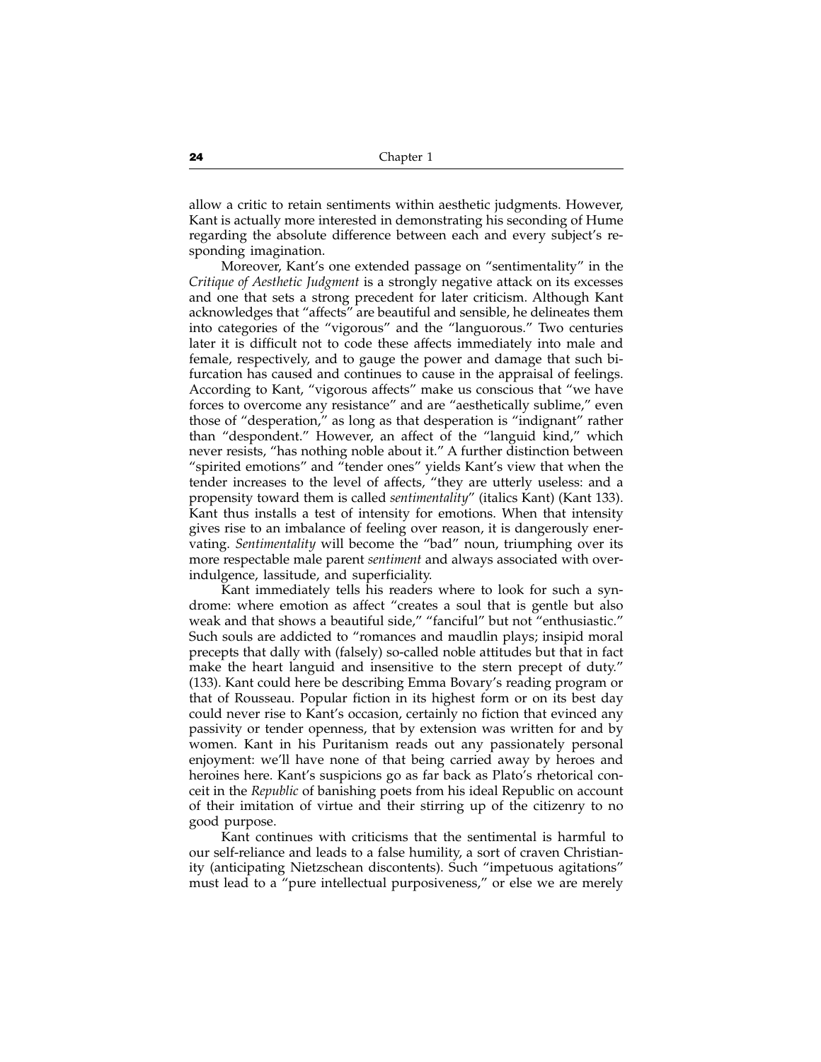allow a critic to retain sentiments within aesthetic judgments. However, Kant is actually more interested in demonstrating his seconding of Hume regarding the absolute difference between each and every subject's responding imagination.

Moreover, Kant's one extended passage on "sentimentality" in the *Critique of Aesthetic Judgment* is a strongly negative attack on its excesses and one that sets a strong precedent for later criticism. Although Kant acknowledges that "affects" are beautiful and sensible, he delineates them into categories of the "vigorous" and the "languorous." Two centuries later it is difficult not to code these affects immediately into male and female, respectively, and to gauge the power and damage that such bifurcation has caused and continues to cause in the appraisal of feelings. According to Kant, "vigorous affects" make us conscious that "we have forces to overcome any resistance" and are "aesthetically sublime," even those of "desperation," as long as that desperation is "indignant" rather than "despondent." However, an affect of the "languid kind," which never resists, "has nothing noble about it." A further distinction between "spirited emotions" and "tender ones" yields Kant's view that when the tender increases to the level of affects, "they are utterly useless: and a propensity toward them is called *sentimentality*" (italics Kant) (Kant 133). Kant thus installs a test of intensity for emotions. When that intensity gives rise to an imbalance of feeling over reason, it is dangerously enervating. *Sentimentality* will become the "bad" noun, triumphing over its more respectable male parent *sentiment* and always associated with overindulgence, lassitude, and superficiality.

Kant immediately tells his readers where to look for such a syndrome: where emotion as affect "creates a soul that is gentle but also weak and that shows a beautiful side," "fanciful" but not "enthusiastic." Such souls are addicted to "romances and maudlin plays; insipid moral precepts that dally with (falsely) so-called noble attitudes but that in fact make the heart languid and insensitive to the stern precept of duty." (133). Kant could here be describing Emma Bovary's reading program or that of Rousseau. Popular fiction in its highest form or on its best day could never rise to Kant's occasion, certainly no fiction that evinced any passivity or tender openness, that by extension was written for and by women. Kant in his Puritanism reads out any passionately personal enjoyment: we'll have none of that being carried away by heroes and heroines here. Kant's suspicions go as far back as Plato's rhetorical conceit in the *Republic* of banishing poets from his ideal Republic on account of their imitation of virtue and their stirring up of the citizenry to no good purpose.

Kant continues with criticisms that the sentimental is harmful to our self-reliance and leads to a false humility, a sort of craven Christianity (anticipating Nietzschean discontents). Such "impetuous agitations" must lead to a "pure intellectual purposiveness," or else we are merely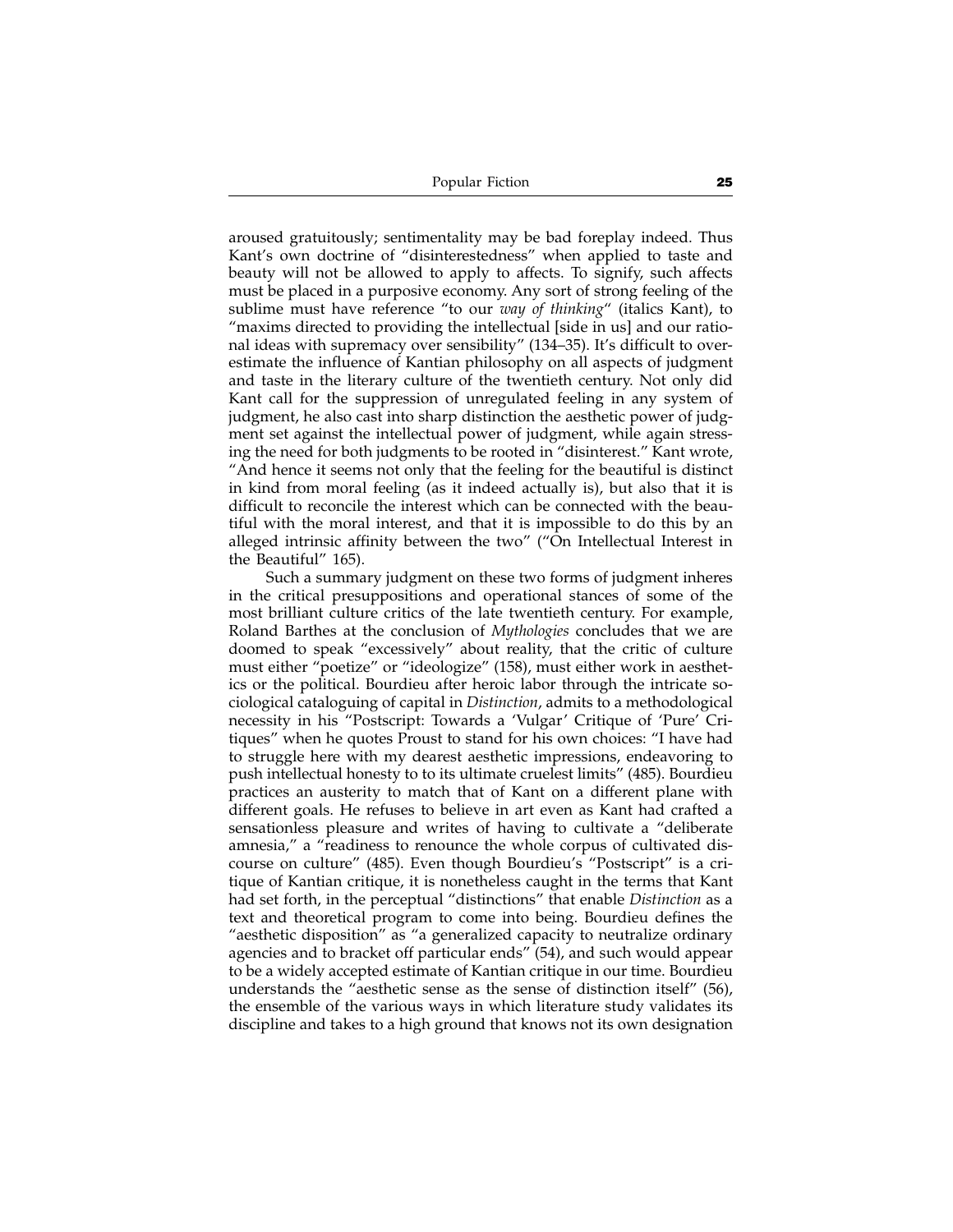aroused gratuitously; sentimentality may be bad foreplay indeed. Thus Kant's own doctrine of "disinterestedness" when applied to taste and beauty will not be allowed to apply to affects. To signify, such affects must be placed in a purposive economy. Any sort of strong feeling of the sublime must have reference "to our *way of thinking*" (italics Kant), to "maxims directed to providing the intellectual [side in us] and our rational ideas with supremacy over sensibility" (134–35). It's difficult to overestimate the influence of Kantian philosophy on all aspects of judgment and taste in the literary culture of the twentieth century. Not only did Kant call for the suppression of unregulated feeling in any system of judgment, he also cast into sharp distinction the aesthetic power of judgment set against the intellectual power of judgment, while again stressing the need for both judgments to be rooted in "disinterest." Kant wrote, "And hence it seems not only that the feeling for the beautiful is distinct in kind from moral feeling (as it indeed actually is), but also that it is difficult to reconcile the interest which can be connected with the beautiful with the moral interest, and that it is impossible to do this by an alleged intrinsic affinity between the two" ("On Intellectual Interest in the Beautiful" 165).

Such a summary judgment on these two forms of judgment inheres in the critical presuppositions and operational stances of some of the most brilliant culture critics of the late twentieth century. For example, Roland Barthes at the conclusion of *Mythologies* concludes that we are doomed to speak "excessively" about reality, that the critic of culture must either "poetize" or "ideologize" (158), must either work in aesthetics or the political. Bourdieu after heroic labor through the intricate sociological cataloguing of capital in *Distinction*, admits to a methodological necessity in his "Postscript: Towards a 'Vulgar' Critique of 'Pure' Critiques" when he quotes Proust to stand for his own choices: "I have had to struggle here with my dearest aesthetic impressions, endeavoring to push intellectual honesty to to its ultimate cruelest limits" (485). Bourdieu practices an austerity to match that of Kant on a different plane with different goals. He refuses to believe in art even as Kant had crafted a sensationless pleasure and writes of having to cultivate a "deliberate amnesia," a "readiness to renounce the whole corpus of cultivated discourse on culture" (485). Even though Bourdieu's "Postscript" is a critique of Kantian critique, it is nonetheless caught in the terms that Kant had set forth, in the perceptual "distinctions" that enable *Distinction* as a text and theoretical program to come into being. Bourdieu defines the "aesthetic disposition" as "a generalized capacity to neutralize ordinary agencies and to bracket off particular ends" (54), and such would appear to be a widely accepted estimate of Kantian critique in our time. Bourdieu understands the "aesthetic sense as the sense of distinction itself" (56), the ensemble of the various ways in which literature study validates its discipline and takes to a high ground that knows not its own designation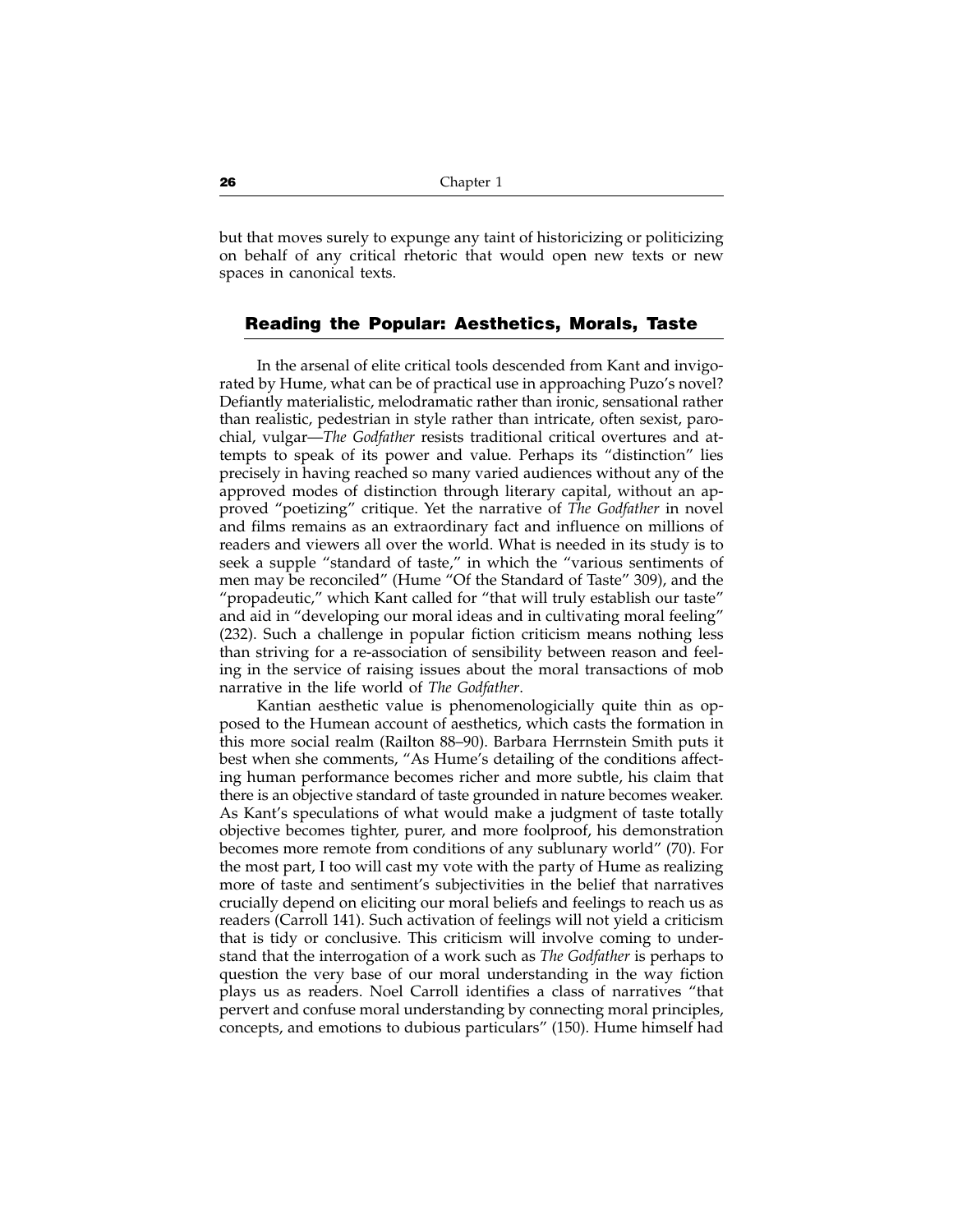but that moves surely to expunge any taint of historicizing or politicizing on behalf of any critical rhetoric that would open new texts or new spaces in canonical texts.

## Reading the Popular: Aesthetics, Morals, Taste

In the arsenal of elite critical tools descended from Kant and invigorated by Hume, what can be of practical use in approaching Puzo's novel? Defiantly materialistic, melodramatic rather than ironic, sensational rather than realistic, pedestrian in style rather than intricate, often sexist, parochial, vulgar—*The Godfather* resists traditional critical overtures and attempts to speak of its power and value. Perhaps its "distinction" lies precisely in having reached so many varied audiences without any of the approved modes of distinction through literary capital, without an approved "poetizing" critique. Yet the narrative of *The Godfather* in novel and films remains as an extraordinary fact and influence on millions of readers and viewers all over the world. What is needed in its study is to seek a supple "standard of taste," in which the "various sentiments of men may be reconciled" (Hume "Of the Standard of Taste" 309), and the "propadeutic," which Kant called for "that will truly establish our taste" and aid in "developing our moral ideas and in cultivating moral feeling" (232). Such a challenge in popular fiction criticism means nothing less than striving for a re-association of sensibility between reason and feeling in the service of raising issues about the moral transactions of mob narrative in the life world of *The Godfather*.

Kantian aesthetic value is phenomenologicially quite thin as opposed to the Humean account of aesthetics, which casts the formation in this more social realm (Railton 88–90). Barbara Herrnstein Smith puts it best when she comments, "As Hume's detailing of the conditions affecting human performance becomes richer and more subtle, his claim that there is an objective standard of taste grounded in nature becomes weaker. As Kant's speculations of what would make a judgment of taste totally objective becomes tighter, purer, and more foolproof, his demonstration becomes more remote from conditions of any sublunary world" (70). For the most part, I too will cast my vote with the party of Hume as realizing more of taste and sentiment's subjectivities in the belief that narratives crucially depend on eliciting our moral beliefs and feelings to reach us as readers (Carroll 141). Such activation of feelings will not yield a criticism that is tidy or conclusive. This criticism will involve coming to understand that the interrogation of a work such as *The Godfather* is perhaps to question the very base of our moral understanding in the way fiction plays us as readers. Noel Carroll identifies a class of narratives "that pervert and confuse moral understanding by connecting moral principles, concepts, and emotions to dubious particulars" (150). Hume himself had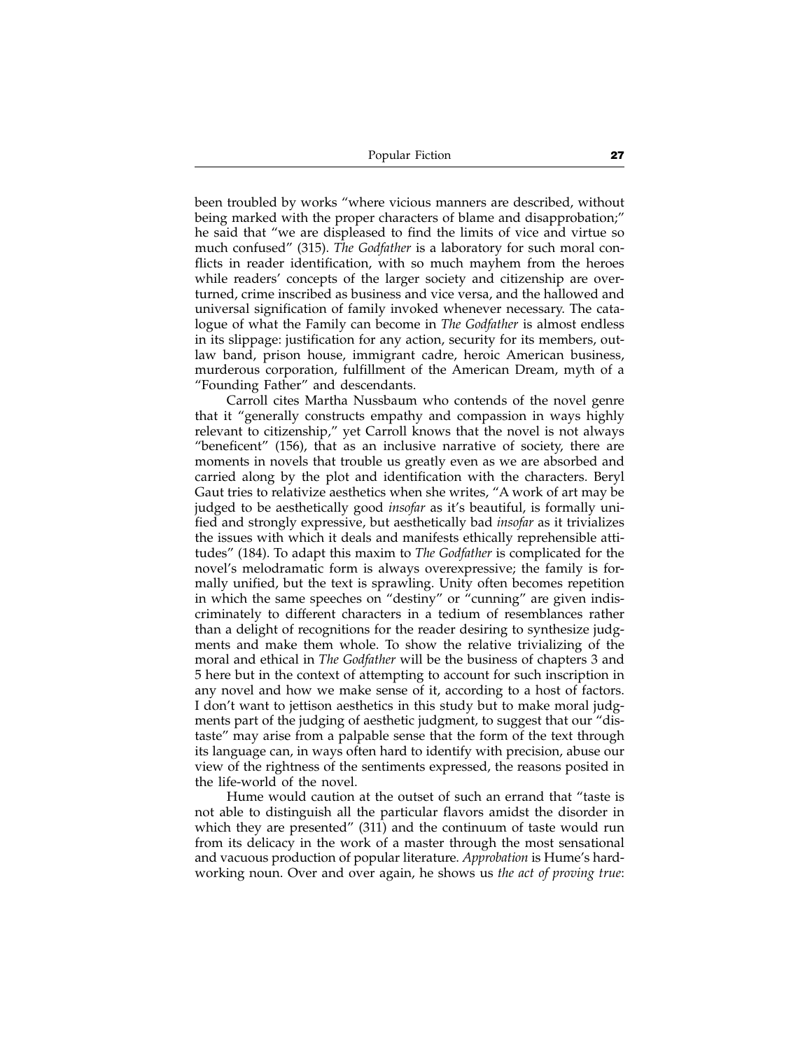been troubled by works "where vicious manners are described, without being marked with the proper characters of blame and disapprobation;" he said that "we are displeased to find the limits of vice and virtue so much confused" (315). *The Godfather* is a laboratory for such moral conflicts in reader identification, with so much mayhem from the heroes while readers' concepts of the larger society and citizenship are overturned, crime inscribed as business and vice versa, and the hallowed and universal signification of family invoked whenever necessary. The catalogue of what the Family can become in *The Godfather* is almost endless in its slippage: justification for any action, security for its members, outlaw band, prison house, immigrant cadre, heroic American business, murderous corporation, fulfillment of the American Dream, myth of a "Founding Father" and descendants.

Carroll cites Martha Nussbaum who contends of the novel genre that it "generally constructs empathy and compassion in ways highly relevant to citizenship," yet Carroll knows that the novel is not always "beneficent" (156), that as an inclusive narrative of society, there are moments in novels that trouble us greatly even as we are absorbed and carried along by the plot and identification with the characters. Beryl Gaut tries to relativize aesthetics when she writes, "A work of art may be judged to be aesthetically good *insofar* as it's beautiful, is formally unified and strongly expressive, but aesthetically bad *insofar* as it trivializes the issues with which it deals and manifests ethically reprehensible attitudes" (184). To adapt this maxim to *The Godfather* is complicated for the novel's melodramatic form is always overexpressive; the family is formally unified, but the text is sprawling. Unity often becomes repetition in which the same speeches on "destiny" or "cunning" are given indiscriminately to different characters in a tedium of resemblances rather than a delight of recognitions for the reader desiring to synthesize judgments and make them whole. To show the relative trivializing of the moral and ethical in *The Godfather* will be the business of chapters 3 and 5 here but in the context of attempting to account for such inscription in any novel and how we make sense of it, according to a host of factors. I don't want to jettison aesthetics in this study but to make moral judgments part of the judging of aesthetic judgment, to suggest that our "distaste" may arise from a palpable sense that the form of the text through its language can, in ways often hard to identify with precision, abuse our view of the rightness of the sentiments expressed, the reasons posited in the life-world of the novel.

Hume would caution at the outset of such an errand that "taste is not able to distinguish all the particular flavors amidst the disorder in which they are presented" (311) and the continuum of taste would run from its delicacy in the work of a master through the most sensational and vacuous production of popular literature. *Approbation* is Hume's hardworking noun. Over and over again, he shows us *the act of proving true*: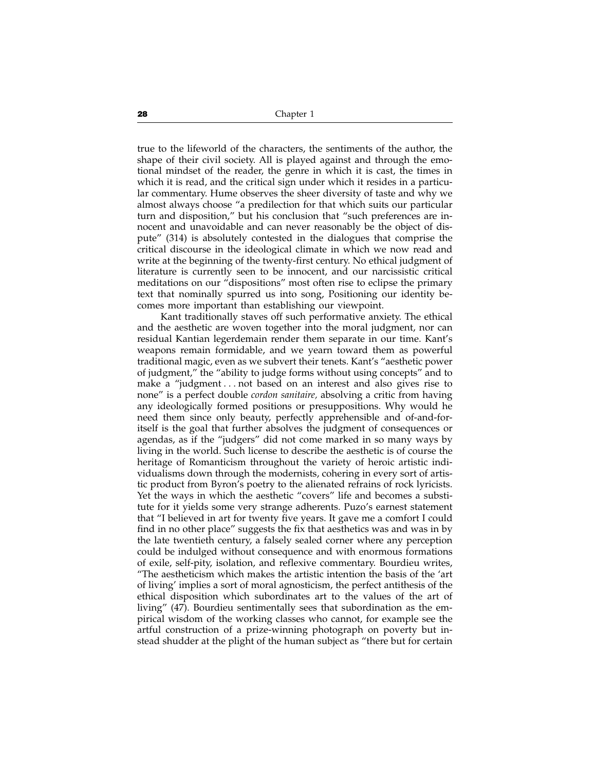true to the lifeworld of the characters, the sentiments of the author, the shape of their civil society. All is played against and through the emotional mindset of the reader, the genre in which it is cast, the times in which it is read, and the critical sign under which it resides in a particular commentary. Hume observes the sheer diversity of taste and why we almost always choose "a predilection for that which suits our particular turn and disposition," but his conclusion that "such preferences are innocent and unavoidable and can never reasonably be the object of dispute" (314) is absolutely contested in the dialogues that comprise the critical discourse in the ideological climate in which we now read and write at the beginning of the twenty-first century. No ethical judgment of literature is currently seen to be innocent, and our narcissistic critical meditations on our "dispositions" most often rise to eclipse the primary text that nominally spurred us into song, Positioning our identity becomes more important than establishing our viewpoint.

Kant traditionally staves off such performative anxiety. The ethical and the aesthetic are woven together into the moral judgment, nor can residual Kantian legerdemain render them separate in our time. Kant's weapons remain formidable, and we yearn toward them as powerful traditional magic, even as we subvert their tenets. Kant's "aesthetic power of judgment," the "ability to judge forms without using concepts" and to make a "judgment . . . not based on an interest and also gives rise to none" is a perfect double *cordon sanitaire,* absolving a critic from having any ideologically formed positions or presuppositions. Why would he need them since only beauty, perfectly apprehensible and of-and-for-itself is the goal that further absolves the judgment of consequences or agendas, as if the "judgers" did not come marked in so many ways by living in the world. Such license to describe the aesthetic is of course the heritage of Romanticism throughout the variety of heroic artistic individualisms down through the modernists, cohering in every sort of artistic product from Byron's poetry to the alienated refrains of rock lyricists. Yet the ways in which the aesthetic "covers" life and becomes a substitute for it yields some very strange adherents. Puzo's earnest statement that "I believed in art for twenty five years. It gave me a comfort I could find in no other place" suggests the fix that aesthetics was and was in by the late twentieth century, a falsely sealed corner where any perception could be indulged without consequence and with enormous formations of exile, self-pity, isolation, and reflexive commentary. Bourdieu writes, "The aestheticism which makes the artistic intention the basis of the 'art of living' implies a sort of moral agnosticism, the perfect antithesis of the ethical disposition which subordinates art to the values of the art of living" (47). Bourdieu sentimentally sees that subordination as the empirical wisdom of the working classes who cannot, for example see the artful construction of a prize-winning photograph on poverty but instead shudder at the plight of the human subject as "there but for certain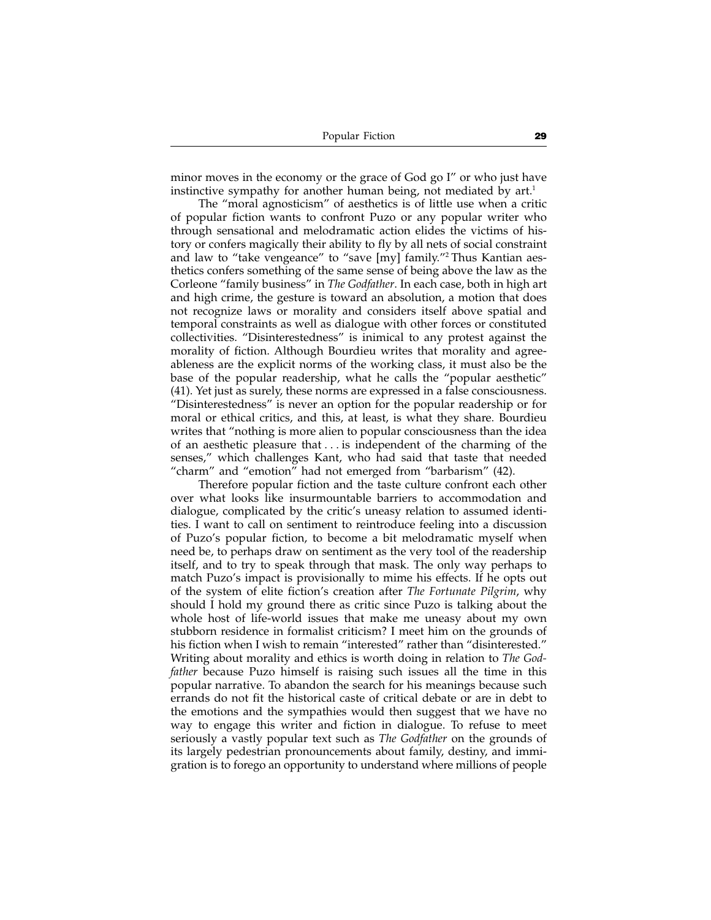minor moves in the economy or the grace of God go I" or who just have instinctive sympathy for another human being, not mediated by art.[1]

The "moral agnosticism" of aesthetics is of little use when a critic of popular fiction wants to confront Puzo or any popular writer who through sensational and melodramatic action elides the victims of history or confers magically their ability to fly by all nets of social constraint and law to "take vengeance" to "save [my] family."[2] Thus Kantian aesthetics confers something of the same sense of being above the law as the Corleone "family business" in *The Godfather*. In each case, both in high art and high crime, the gesture is toward an absolution, a motion that does not recognize laws or morality and considers itself above spatial and temporal constraints as well as dialogue with other forces or constituted collectivities. "Disinterestedness" is inimical to any protest against the morality of fiction. Although Bourdieu writes that morality and agreeableness are the explicit norms of the working class, it must also be the base of the popular readership, what he calls the "popular aesthetic" (41). Yet just as surely, these norms are expressed in a false consciousness. "Disinterestedness" is never an option for the popular readership or for moral or ethical critics, and this, at least, is what they share. Bourdieu writes that "nothing is more alien to popular consciousness than the idea of an aesthetic pleasure that . . . is independent of the charming of the senses," which challenges Kant, who had said that taste that needed "charm" and "emotion" had not emerged from "barbarism" (42).

Therefore popular fiction and the taste culture confront each other over what looks like insurmountable barriers to accommodation and dialogue, complicated by the critic's uneasy relation to assumed identities. I want to call on sentiment to reintroduce feeling into a discussion of Puzo's popular fiction, to become a bit melodramatic myself when need be, to perhaps draw on sentiment as the very tool of the readership itself, and to try to speak through that mask. The only way perhaps to match Puzo's impact is provisionally to mime his effects. If he opts out of the system of elite fiction's creation after *The Fortunate Pilgrim*, why should I hold my ground there as critic since Puzo is talking about the whole host of life-world issues that make me uneasy about my own stubborn residence in formalist criticism? I meet him on the grounds of his fiction when I wish to remain "interested" rather than "disinterested." Writing about morality and ethics is worth doing in relation to *The Godfather* because Puzo himself is raising such issues all the time in this popular narrative. To abandon the search for his meanings because such errands do not fit the historical caste of critical debate or are in debt to the emotions and the sympathies would then suggest that we have no way to engage this writer and fiction in dialogue. To refuse to meet seriously a vastly popular text such as *The Godfather* on the grounds of its largely pedestrian pronouncements about family, destiny, and immigration is to forego an opportunity to understand where millions of people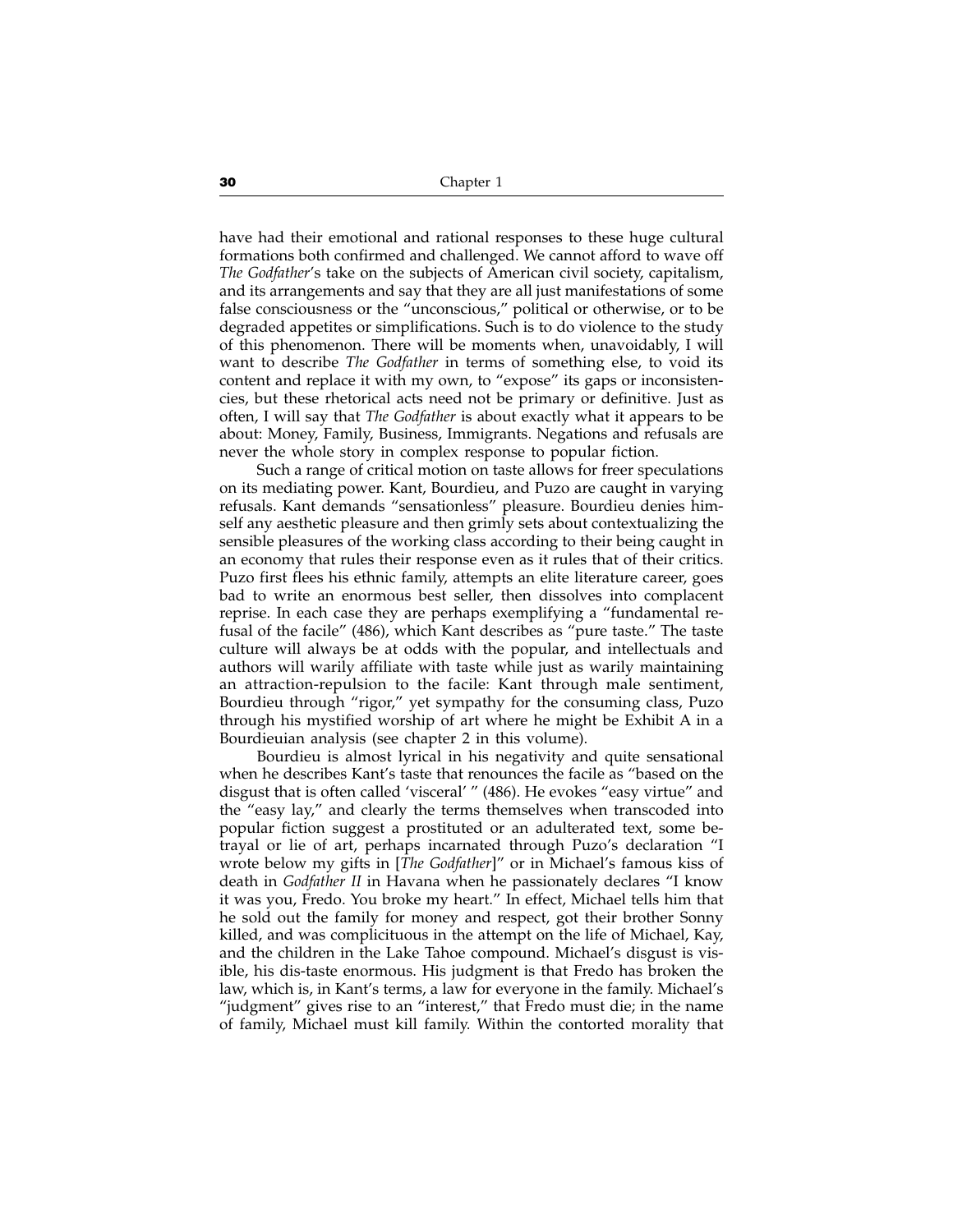have had their emotional and rational responses to these huge cultural formations both confirmed and challenged. We cannot afford to wave off *The Godfather*'s take on the subjects of American civil society, capitalism, and its arrangements and say that they are all just manifestations of some false consciousness or the "unconscious," political or otherwise, or to be degraded appetites or simplifications. Such is to do violence to the study of this phenomenon. There will be moments when, unavoidably, I will want to describe *The Godfather* in terms of something else, to void its content and replace it with my own, to "expose" its gaps or inconsistencies, but these rhetorical acts need not be primary or definitive. Just as often, I will say that *The Godfather* is about exactly what it appears to be about: Money, Family, Business, Immigrants. Negations and refusals are never the whole story in complex response to popular fiction.

Such a range of critical motion on taste allows for freer speculations on its mediating power. Kant, Bourdieu, and Puzo are caught in varying refusals. Kant demands "sensationless" pleasure. Bourdieu denies himself any aesthetic pleasure and then grimly sets about contextualizing the sensible pleasures of the working class according to their being caught in an economy that rules their response even as it rules that of their critics. Puzo first flees his ethnic family, attempts an elite literature career, goes bad to write an enormous best seller, then dissolves into complacent reprise. In each case they are perhaps exemplifying a "fundamental refusal of the facile" (486), which Kant describes as "pure taste." The taste culture will always be at odds with the popular, and intellectuals and authors will warily affiliate with taste while just as warily maintaining an attraction-repulsion to the facile: Kant through male sentiment, Bourdieu through "rigor," yet sympathy for the consuming class, Puzo through his mystified worship of art where he might be Exhibit A in a Bourdieuian analysis (see chapter 2 in this volume).

Bourdieu is almost lyrical in his negativity and quite sensational when he describes Kant's taste that renounces the facile as "based on the disgust that is often called 'visceral' " (486). He evokes "easy virtue" and the "easy lay," and clearly the terms themselves when transcoded into popular fiction suggest a prostituted or an adulterated text, some betrayal or lie of art, perhaps incarnated through Puzo's declaration "I wrote below my gifts in [*The Godfather*]" or in Michael's famous kiss of death in *Godfather II* in Havana when he passionately declares "I know it was you, Fredo. You broke my heart." In effect, Michael tells him that he sold out the family for money and respect, got their brother Sonny killed, and was complicituous in the attempt on the life of Michael, Kay, and the children in the Lake Tahoe compound. Michael's disgust is visible, his dis-taste enormous. His judgment is that Fredo has broken the law, which is, in Kant's terms, a law for everyone in the family. Michael's "judgment" gives rise to an "interest," that Fredo must die; in the name of family, Michael must kill family. Within the contorted morality that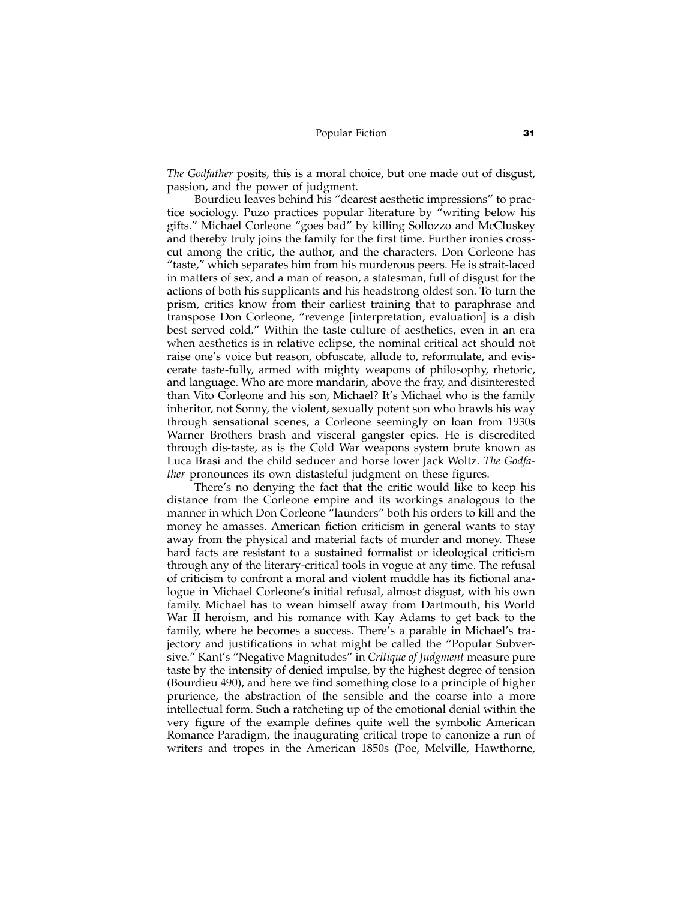*The Godfather* posits, this is a moral choice, but one made out of disgust, passion, and the power of judgment.

Bourdieu leaves behind his "dearest aesthetic impressions" to practice sociology. Puzo practices popular literature by "writing below his gifts." Michael Corleone "goes bad" by killing Sollozzo and McCluskey and thereby truly joins the family for the first time. Further ironies crosscut among the critic, the author, and the characters. Don Corleone has "taste," which separates him from his murderous peers. He is strait-laced in matters of sex, and a man of reason, a statesman, full of disgust for the actions of both his supplicants and his headstrong oldest son. To turn the prism, critics know from their earliest training that to paraphrase and transpose Don Corleone, "revenge [interpretation, evaluation] is a dish best served cold." Within the taste culture of aesthetics, even in an era when aesthetics is in relative eclipse, the nominal critical act should not raise one's voice but reason, obfuscate, allude to, reformulate, and eviscerate taste-fully, armed with mighty weapons of philosophy, rhetoric, and language. Who are more mandarin, above the fray, and disinterested than Vito Corleone and his son, Michael? It's Michael who is the family inheritor, not Sonny, the violent, sexually potent son who brawls his way through sensational scenes, a Corleone seemingly on loan from 1930s Warner Brothers brash and visceral gangster epics. He is discredited through dis-taste, as is the Cold War weapons system brute known as Luca Brasi and the child seducer and horse lover Jack Woltz. *The Godfather* pronounces its own distasteful judgment on these figures.

There's no denying the fact that the critic would like to keep his distance from the Corleone empire and its workings analogous to the manner in which Don Corleone "launders" both his orders to kill and the money he amasses. American fiction criticism in general wants to stay away from the physical and material facts of murder and money. These hard facts are resistant to a sustained formalist or ideological criticism through any of the literary-critical tools in vogue at any time. The refusal of criticism to confront a moral and violent muddle has its fictional analogue in Michael Corleone's initial refusal, almost disgust, with his own family. Michael has to wean himself away from Dartmouth, his World War II heroism, and his romance with Kay Adams to get back to the family, where he becomes a success. There's a parable in Michael's trajectory and justifications in what might be called the "Popular Subversive." Kant's "Negative Magnitudes" in *Critique of Judgment* measure pure taste by the intensity of denied impulse, by the highest degree of tension (Bourdieu 490), and here we find something close to a principle of higher prurience, the abstraction of the sensible and the coarse into a more intellectual form. Such a ratcheting up of the emotional denial within the very figure of the example defines quite well the symbolic American Romance Paradigm, the inaugurating critical trope to canonize a run of writers and tropes in the American 1850s (Poe, Melville, Hawthorne,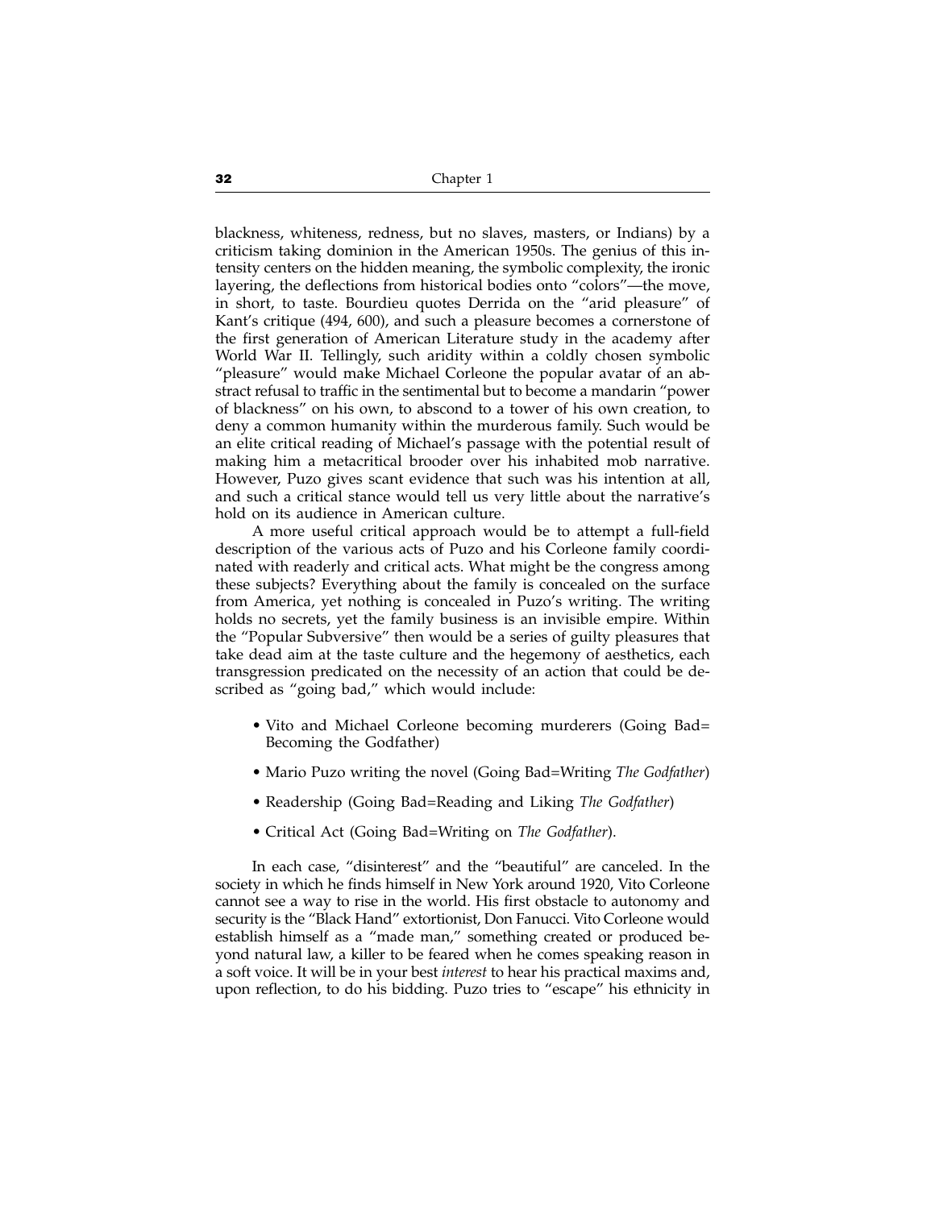blackness, whiteness, redness, but no slaves, masters, or Indians) by a criticism taking dominion in the American 1950s. The genius of this intensity centers on the hidden meaning, the symbolic complexity, the ironic layering, the deflections from historical bodies onto "colors"—the move, in short, to taste. Bourdieu quotes Derrida on the "arid pleasure" of Kant's critique (494, 600), and such a pleasure becomes a cornerstone of the first generation of American Literature study in the academy after World War II. Tellingly, such aridity within a coldly chosen symbolic "pleasure" would make Michael Corleone the popular avatar of an abstract refusal to traffic in the sentimental but to become a mandarin "power of blackness" on his own, to abscond to a tower of his own creation, to deny a common humanity within the murderous family. Such would be an elite critical reading of Michael's passage with the potential result of making him a metacritical brooder over his inhabited mob narrative. However, Puzo gives scant evidence that such was his intention at all, and such a critical stance would tell us very little about the narrative's hold on its audience in American culture.

A more useful critical approach would be to attempt a full-field description of the various acts of Puzo and his Corleone family coordinated with readerly and critical acts. What might be the congress among these subjects? Everything about the family is concealed on the surface from America, yet nothing is concealed in Puzo's writing. The writing holds no secrets, yet the family business is an invisible empire. Within the "Popular Subversive" then would be a series of guilty pleasures that take dead aim at the taste culture and the hegemony of aesthetics, each transgression predicated on the necessity of an action that could be described as "going bad," which would include:

- Vito and Michael Corleone becoming murderers (Going Bad= Becoming the Godfather)
- Mario Puzo writing the novel (Going Bad=Writing *The Godfather*)
- Readership (Going Bad=Reading and Liking *The Godfather*)
- Critical Act (Going Bad=Writing on *The Godfather*).

In each case, "disinterest" and the "beautiful" are canceled. In the society in which he finds himself in New York around 1920, Vito Corleone cannot see a way to rise in the world. His first obstacle to autonomy and security is the "Black Hand" extortionist, Don Fanucci. Vito Corleone would establish himself as a "made man," something created or produced beyond natural law, a killer to be feared when he comes speaking reason in a soft voice. It will be in your best *interest* to hear his practical maxims and, upon reflection, to do his bidding. Puzo tries to "escape" his ethnicity in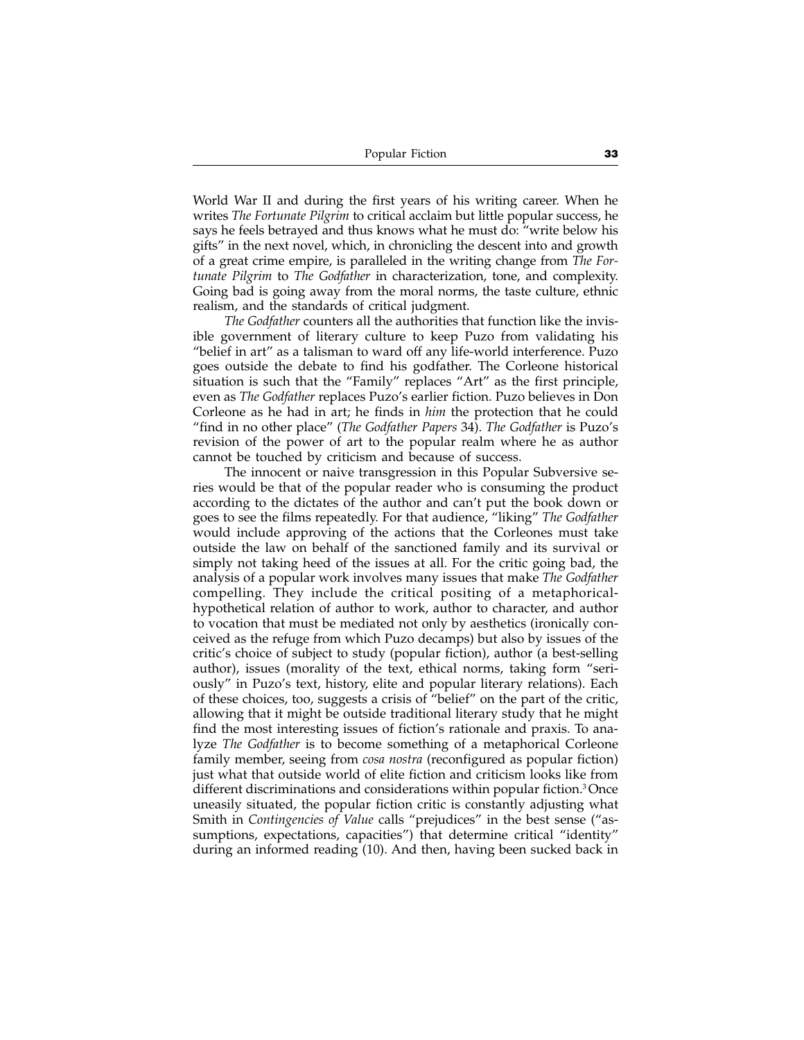World War II and during the first years of his writing career. When he writes *The Fortunate Pilgrim* to critical acclaim but little popular success, he says he feels betrayed and thus knows what he must do: "write below his gifts" in the next novel, which, in chronicling the descent into and growth of a great crime empire, is paralleled in the writing change from *The Fortunate Pilgrim* to *The Godfather* in characterization, tone, and complexity. Going bad is going away from the moral norms, the taste culture, ethnic realism, and the standards of critical judgment.

*The Godfather* counters all the authorities that function like the invisible government of literary culture to keep Puzo from validating his "belief in art" as a talisman to ward off any life-world interference. Puzo goes outside the debate to find his godfather. The Corleone historical situation is such that the "Family" replaces "Art" as the first principle, even as *The Godfather* replaces Puzo's earlier fiction. Puzo believes in Don Corleone as he had in art; he finds in *him* the protection that he could "find in no other place" (*The Godfather Papers* 34). *The Godfather* is Puzo's revision of the power of art to the popular realm where he as author cannot be touched by criticism and because of success.

The innocent or naive transgression in this Popular Subversive series would be that of the popular reader who is consuming the product according to the dictates of the author and can't put the book down or goes to see the films repeatedly. For that audience, "liking" *The Godfather* would include approving of the actions that the Corleones must take outside the law on behalf of the sanctioned family and its survival or simply not taking heed of the issues at all. For the critic going bad, the analysis of a popular work involves many issues that make *The Godfather* compelling. They include the critical positing of a metaphorical-hypothetical relation of author to work, author to character, and author to vocation that must be mediated not only by aesthetics (ironically conceived as the refuge from which Puzo decamps) but also by issues of the critic's choice of subject to study (popular fiction), author (a best-selling author), issues (morality of the text, ethical norms, taking form "seriously" in Puzo's text, history, elite and popular literary relations). Each of these choices, too, suggests a crisis of "belief" on the part of the critic, allowing that it might be outside traditional literary study that he might find the most interesting issues of fiction's rationale and praxis. To analyze *The Godfather* is to become something of a metaphorical Corleone family member, seeing from *cosa nostra* (reconfigured as popular fiction) just what that outside world of elite fiction and criticism looks like from different discriminations and considerations within popular fiction.[3] Once uneasily situated, the popular fiction critic is constantly adjusting what Smith in *Contingencies of Value* calls "prejudices" in the best sense ("assumptions, expectations, capacities") that determine critical "identity" during an informed reading (10). And then, having been sucked back in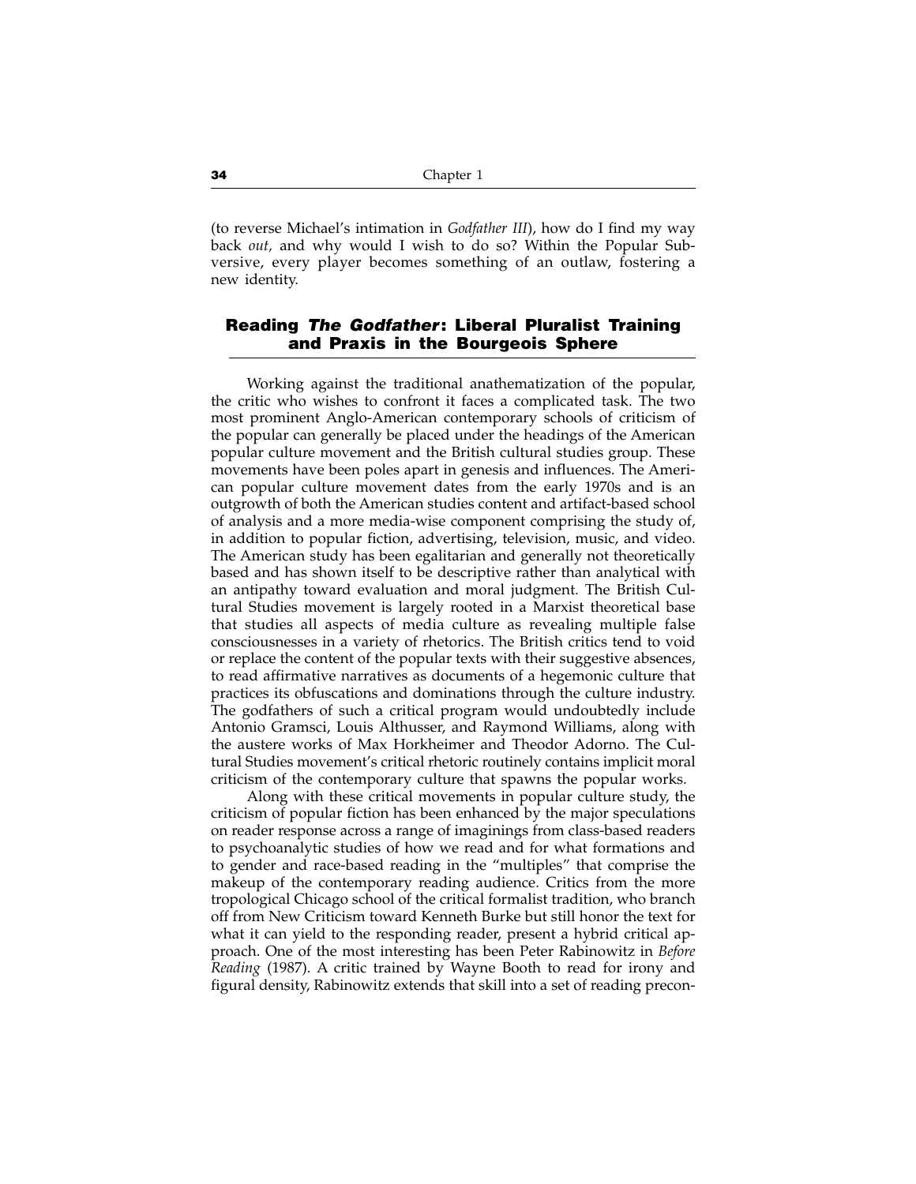(to reverse Michael's intimation in *Godfather III*), how do I find my way back *out,* and why would I wish to do so? Within the Popular Subversive, every player becomes something of an outlaw, fostering a new identity.

## Reading *The Godfather*: Liberal Pluralist Training and Praxis in the Bourgeois Sphere

Working against the traditional anathematization of the popular, the critic who wishes to confront it faces a complicated task. The two most prominent Anglo-American contemporary schools of criticism of the popular can generally be placed under the headings of the American popular culture movement and the British cultural studies group. These movements have been poles apart in genesis and influences. The American popular culture movement dates from the early 1970s and is an outgrowth of both the American studies content and artifact-based school of analysis and a more media-wise component comprising the study of, in addition to popular fiction, advertising, television, music, and video. The American study has been egalitarian and generally not theoretically based and has shown itself to be descriptive rather than analytical with an antipathy toward evaluation and moral judgment. The British Cultural Studies movement is largely rooted in a Marxist theoretical base that studies all aspects of media culture as revealing multiple false consciousnesses in a variety of rhetorics. The British critics tend to void or replace the content of the popular texts with their suggestive absences, to read affirmative narratives as documents of a hegemonic culture that practices its obfuscations and dominations through the culture industry. The godfathers of such a critical program would undoubtedly include Antonio Gramsci, Louis Althusser, and Raymond Williams, along with the austere works of Max Horkheimer and Theodor Adorno. The Cultural Studies movement's critical rhetoric routinely contains implicit moral criticism of the contemporary culture that spawns the popular works.

Along with these critical movements in popular culture study, the criticism of popular fiction has been enhanced by the major speculations on reader response across a range of imaginings from class-based readers to psychoanalytic studies of how we read and for what formations and to gender and race-based reading in the "multiples" that comprise the makeup of the contemporary reading audience. Critics from the more tropological Chicago school of the critical formalist tradition, who branch off from New Criticism toward Kenneth Burke but still honor the text for what it can yield to the responding reader, present a hybrid critical approach. One of the most interesting has been Peter Rabinowitz in *Before Reading* (1987). A critic trained by Wayne Booth to read for irony and figural density, Rabinowitz extends that skill into a set of reading precon-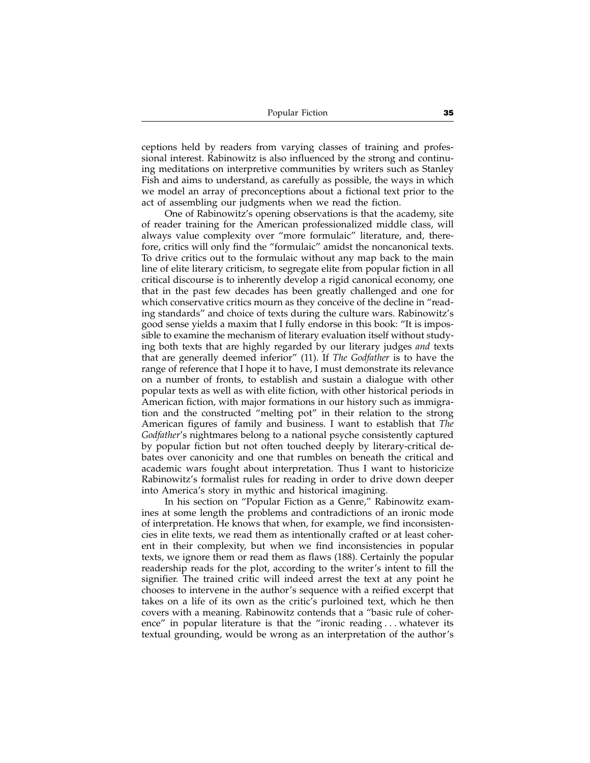ceptions held by readers from varying classes of training and professional interest. Rabinowitz is also influenced by the strong and continuing meditations on interpretive communities by writers such as Stanley Fish and aims to understand, as carefully as possible, the ways in which we model an array of preconceptions about a fictional text prior to the act of assembling our judgments when we read the fiction.

One of Rabinowitz's opening observations is that the academy, site of reader training for the American professionalized middle class, will always value complexity over "more formulaic" literature, and, therefore, critics will only find the "formulaic" amidst the noncanonical texts. To drive critics out to the formulaic without any map back to the main line of elite literary criticism, to segregate elite from popular fiction in all critical discourse is to inherently develop a rigid canonical economy, one that in the past few decades has been greatly challenged and one for which conservative critics mourn as they conceive of the decline in "reading standards" and choice of texts during the culture wars. Rabinowitz's good sense yields a maxim that I fully endorse in this book: "It is impossible to examine the mechanism of literary evaluation itself without studying both texts that are highly regarded by our literary judges *and* texts that are generally deemed inferior" (11). If *The Godfather* is to have the range of reference that I hope it to have, I must demonstrate its relevance on a number of fronts, to establish and sustain a dialogue with other popular texts as well as with elite fiction, with other historical periods in American fiction, with major formations in our history such as immigration and the constructed "melting pot" in their relation to the strong American figures of family and business. I want to establish that *The Godfather*'s nightmares belong to a national psyche consistently captured by popular fiction but not often touched deeply by literary-critical debates over canonicity and one that rumbles on beneath the critical and academic wars fought about interpretation. Thus I want to historicize Rabinowitz's formalist rules for reading in order to drive down deeper into America's story in mythic and historical imagining.

In his section on "Popular Fiction as a Genre," Rabinowitz examines at some length the problems and contradictions of an ironic mode of interpretation. He knows that when, for example, we find inconsistencies in elite texts, we read them as intentionally crafted or at least coherent in their complexity, but when we find inconsistencies in popular texts, we ignore them or read them as flaws (188). Certainly the popular readership reads for the plot, according to the writer's intent to fill the signifier. The trained critic will indeed arrest the text at any point he chooses to intervene in the author's sequence with a reified excerpt that takes on a life of its own as the critic's purloined text, which he then covers with a meaning. Rabinowitz contends that a "basic rule of coherence" in popular literature is that the "ironic reading . . . whatever its textual grounding, would be wrong as an interpretation of the author's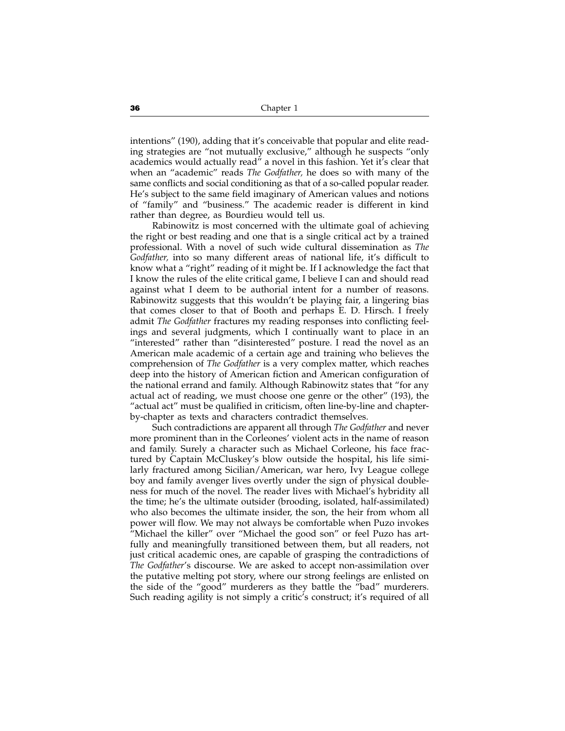intentions" (190), adding that it's conceivable that popular and elite reading strategies are "not mutually exclusive," although he suspects "only academics would actually read" a novel in this fashion. Yet it's clear that when an "academic" reads *The Godfather,* he does so with many of the same conflicts and social conditioning as that of a so-called popular reader. He's subject to the same field imaginary of American values and notions of "family" and "business." The academic reader is different in kind rather than degree, as Bourdieu would tell us.

Rabinowitz is most concerned with the ultimate goal of achieving the right or best reading and one that is a single critical act by a trained professional. With a novel of such wide cultural dissemination as *The Godfather,* into so many different areas of national life, it's difficult to know what a "right" reading of it might be. If I acknowledge the fact that I know the rules of the elite critical game, I believe I can and should read against what I deem to be authorial intent for a number of reasons. Rabinowitz suggests that this wouldn't be playing fair, a lingering bias that comes closer to that of Booth and perhaps E. D. Hirsch. I freely admit *The Godfather* fractures my reading responses into conflicting feelings and several judgments, which I continually want to place in an "interested" rather than "disinterested" posture. I read the novel as an American male academic of a certain age and training who believes the comprehension of *The Godfather* is a very complex matter, which reaches deep into the history of American fiction and American configuration of the national errand and family. Although Rabinowitz states that "for any actual act of reading, we must choose one genre or the other" (193), the "actual act" must be qualified in criticism, often line-by-line and chapter-by-chapter as texts and characters contradict themselves.

Such contradictions are apparent all through *The Godfather* and never more prominent than in the Corleones' violent acts in the name of reason and family. Surely a character such as Michael Corleone, his face fractured by Captain McCluskey's blow outside the hospital, his life similarly fractured among Sicilian/American, war hero, Ivy League college boy and family avenger lives overtly under the sign of physical doubleness for much of the novel. The reader lives with Michael's hybridity all the time; he's the ultimate outsider (brooding, isolated, half-assimilated) who also becomes the ultimate insider, the son, the heir from whom all power will flow. We may not always be comfortable when Puzo invokes "Michael the killer" over "Michael the good son" or feel Puzo has artfully and meaningfully transitioned between them, but all readers, not just critical academic ones, are capable of grasping the contradictions of *The Godfather*'s discourse. We are asked to accept non-assimilation over the putative melting pot story, where our strong feelings are enlisted on the side of the "good" murderers as they battle the "bad" murderers. Such reading agility is not simply a critic's construct; it's required of all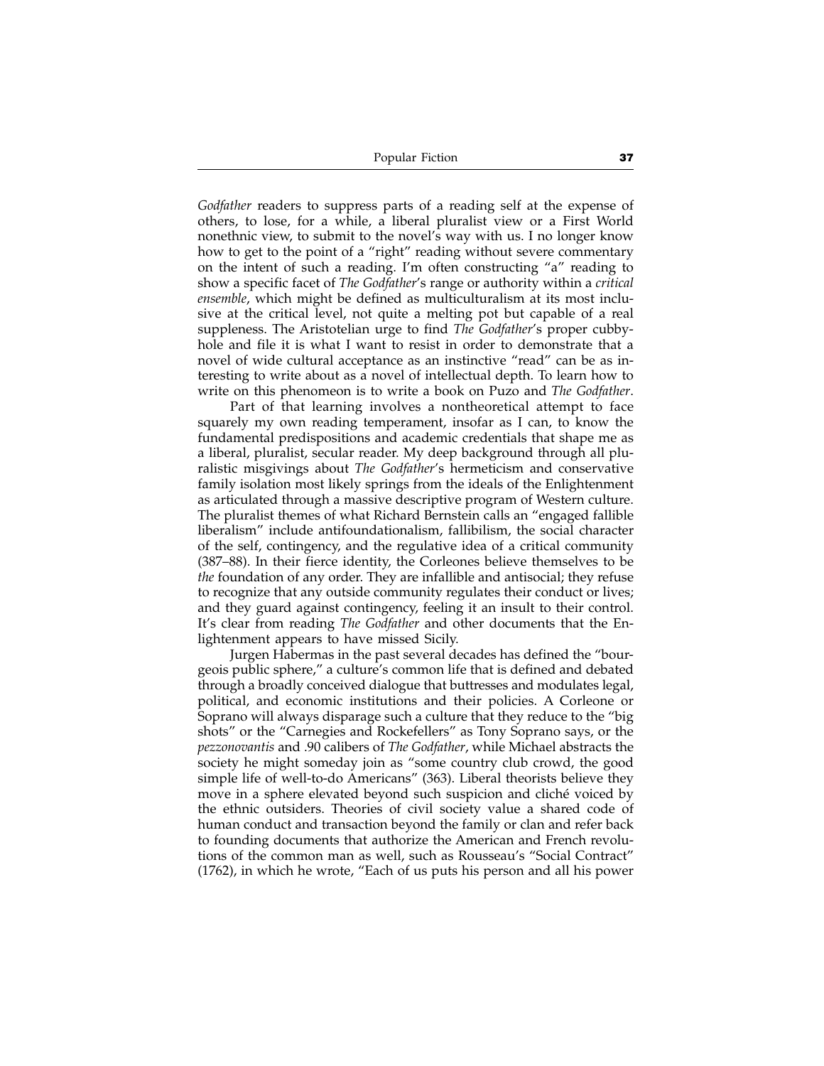*Godfather* readers to suppress parts of a reading self at the expense of others, to lose, for a while, a liberal pluralist view or a First World nonethnic view, to submit to the novel's way with us. I no longer know how to get to the point of a "right" reading without severe commentary on the intent of such a reading. I'm often constructing "a" reading to show a specific facet of *The Godfather*'s range or authority within a *critical ensemble*, which might be defined as multiculturalism at its most inclusive at the critical level, not quite a melting pot but capable of a real suppleness. The Aristotelian urge to find *The Godfather*'s proper cubbyhole and file it is what I want to resist in order to demonstrate that a novel of wide cultural acceptance as an instinctive "read" can be as interesting to write about as a novel of intellectual depth. To learn how to write on this phenomenon is to write a book on Puzo and *The Godfather*.

Part of that learning involves a nontheoretical attempt to face squarely my own reading temperament, insofar as I can, to know the fundamental predispositions and academic credentials that shape me as a liberal, pluralist, secular reader. My deep background through all pluralistic misgivings about *The Godfather*'s hermeticism and conservative family isolation most likely springs from the ideals of the Enlightenment as articulated through a massive descriptive program of Western culture. The pluralist themes of what Richard Bernstein calls an "engaged fallible liberalism" include antifoundationalism, fallibilism, the social character of the self, contingency, and the regulative idea of a critical community (387–88). In their fierce identity, the Corleones believe themselves to be *the* foundation of any order. They are infallible and antisocial; they refuse to recognize that any outside community regulates their conduct or lives; and they guard against contingency, feeling it an insult to their control. It's clear from reading *The Godfather* and other documents that the Enlightenment appears to have missed Sicily.

Jurgen Habermas in the past several decades has defined the "bourgeois public sphere," a culture's common life that is defined and debated through a broadly conceived dialogue that buttresses and modulates legal, political, and economic institutions and their policies. A Corleone or Soprano will always disparage such a culture that they reduce to the "big shots" or the "Carnegies and Rockefellers" as Tony Soprano says, or the *pezzonovantis* and .90 calibers of *The Godfather*, while Michael abstracts the society he might someday join as "some country club crowd, the good simple life of well-to-do Americans" (363). Liberal theorists believe they move in a sphere elevated beyond such suspicion and cliché voiced by the ethnic outsiders. Theories of civil society value a shared code of human conduct and transaction beyond the family or clan and refer back to founding documents that authorize the American and French revolutions of the common man as well, such as Rousseau's "Social Contract" (1762), in which he wrote, "Each of us puts his person and all his power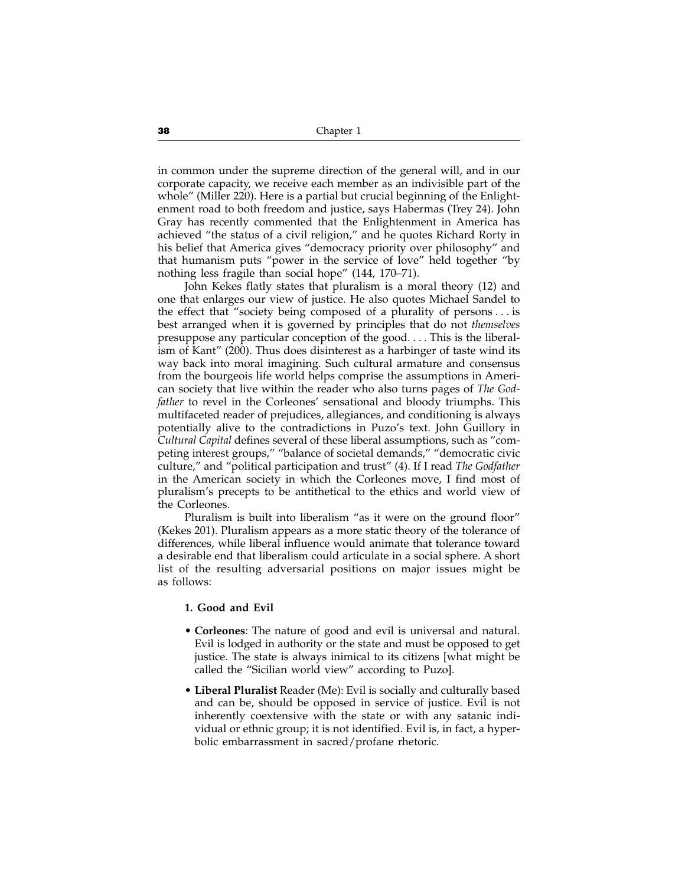in common under the supreme direction of the general will, and in our corporate capacity, we receive each member as an indivisible part of the whole" (Miller 220). Here is a partial but crucial beginning of the Enlightenment road to both freedom and justice, says Habermas (Trey 24). John Gray has recently commented that the Enlightenment in America has achieved "the status of a civil religion," and he quotes Richard Rorty in his belief that America gives "democracy priority over philosophy" and that humanism puts "power in the service of love" held together "by nothing less fragile than social hope" (144, 170–71).

John Kekes flatly states that pluralism is a moral theory (12) and one that enlarges our view of justice. He also quotes Michael Sandel to the effect that "society being composed of a plurality of persons . . . is best arranged when it is governed by principles that do not *themselves* presuppose any particular conception of the good. . . . This is the liberalism of Kant" (200). Thus does disinterest as a harbinger of taste wind its way back into moral imagining. Such cultural armature and consensus from the bourgeois life world helps comprise the assumptions in American society that live within the reader who also turns pages of *The Godfather* to revel in the Corleones' sensational and bloody triumphs. This multifaceted reader of prejudices, allegiances, and conditioning is always potentially alive to the contradictions in Puzo's text. John Guillory in *Cultural Capital* defines several of these liberal assumptions, such as "competing interest groups," "balance of societal demands," "democratic civic culture," and "political participation and trust" (4). If I read *The Godfather* in the American society in which the Corleones move, I find most of pluralism's precepts to be antithetical to the ethics and world view of the Corleones.

Pluralism is built into liberalism "as it were on the ground floor" (Kekes 201). Pluralism appears as a more static theory of the tolerance of differences, while liberal influence would animate that tolerance toward a desirable end that liberalism could articulate in a social sphere. A short list of the resulting adversarial positions on major issues might be as follows:

**1. Good and Evil**

- **Corleones**: The nature of good and evil is universal and natural. Evil is lodged in authority or the state and must be opposed to get justice. The state is always inimical to its citizens [what might be called the "Sicilian world view" according to Puzo].
- **Liberal Pluralist** Reader (Me): Evil is socially and culturally based and can be, should be opposed in service of justice. Evil is not inherently coextensive with the state or with any satanic individual or ethnic group; it is not identified. Evil is, in fact, a hyperbolic embarrassment in sacred/profane rhetoric.